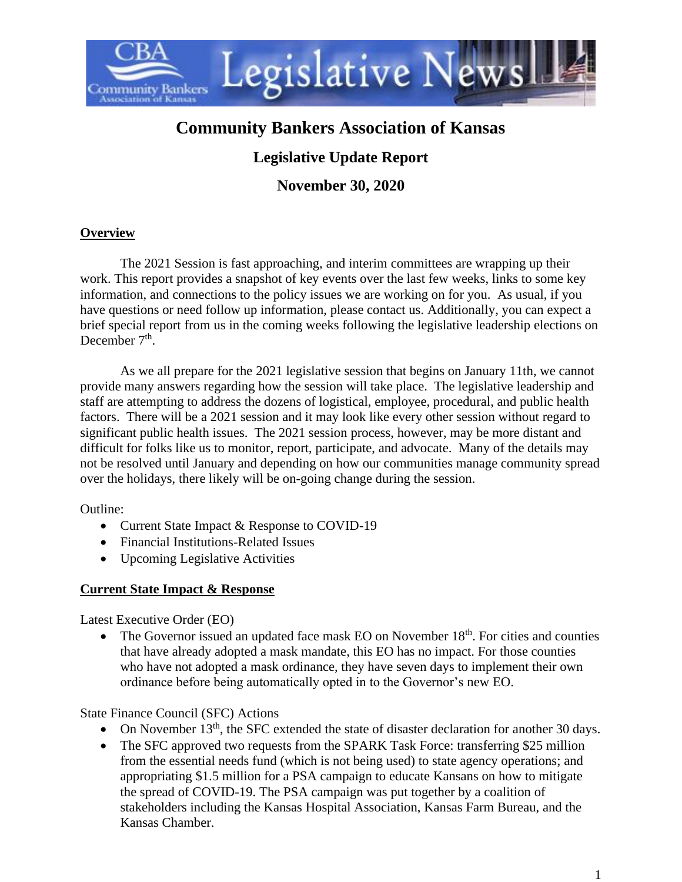# Community Bankers Association of Kansas

## Legislative Update Report

## November 30, 2020

**Overview**

The 2021 Session is fast approaching, and interim committees are wrapping up their work. This report provides a snapshot of key events over the last few weeks, links to some key information, and connections to the policy issues we are working on for you. As usual, if you have questions or need follow up information, please contact us. Additionally, you can expect a brief special report from us in the coming weeks following the legislative leadership elections on December 7th.

As we all prepare for the 2021 legislative session that begins on January 11th, we cannot provide many answers regarding how the session will take place. The legislative leadership and staff are attempting to address the dozens of logistical, employee, procedural, and public health factors. There will be a 2021 session and it may look like every other session without regard to significant public health issues. The 2021 session process, however, may be more distant and difficult for folks like us to monitor, report, participate, and advocate. Many of the details may not be resolved until January and depending on how our communities manage community spread over the holidays, there likely will be on-going change during the session.

Outline:

- Current State Impact & Response to COVID-19
- Financial Institutions-Related Issues
- Upcoming Legislative Activities

**Current State Impact & Response**

Latest Executive Order (EO)

- The Governor issued an updated face mask EO on November 18th. For cities and counties that have already adopted a mask mandate, this EO has no impact. For those counties who have not adopted a mask ordinance, they have seven days to implement their own ordinance before being automatically opted in to the Governor's new EO.

State Finance Council (SFC) Actions

- On November 13th, the SFC extended the state of disaster declaration for another 30 days.
- The SFC approved two requests from the SPARK Task Force: transferring $25 million from the essential needs fund (which is not being used) to state agency operations; and appropriating $1.5 million for a PSA campaign to educate Kansans on how to mitigate the spread of COVID-19. The PSA campaign was put together by a coalition of stakeholders including the Kansas Hospital Association, Kansas Farm Bureau, and the Kansas Chamber.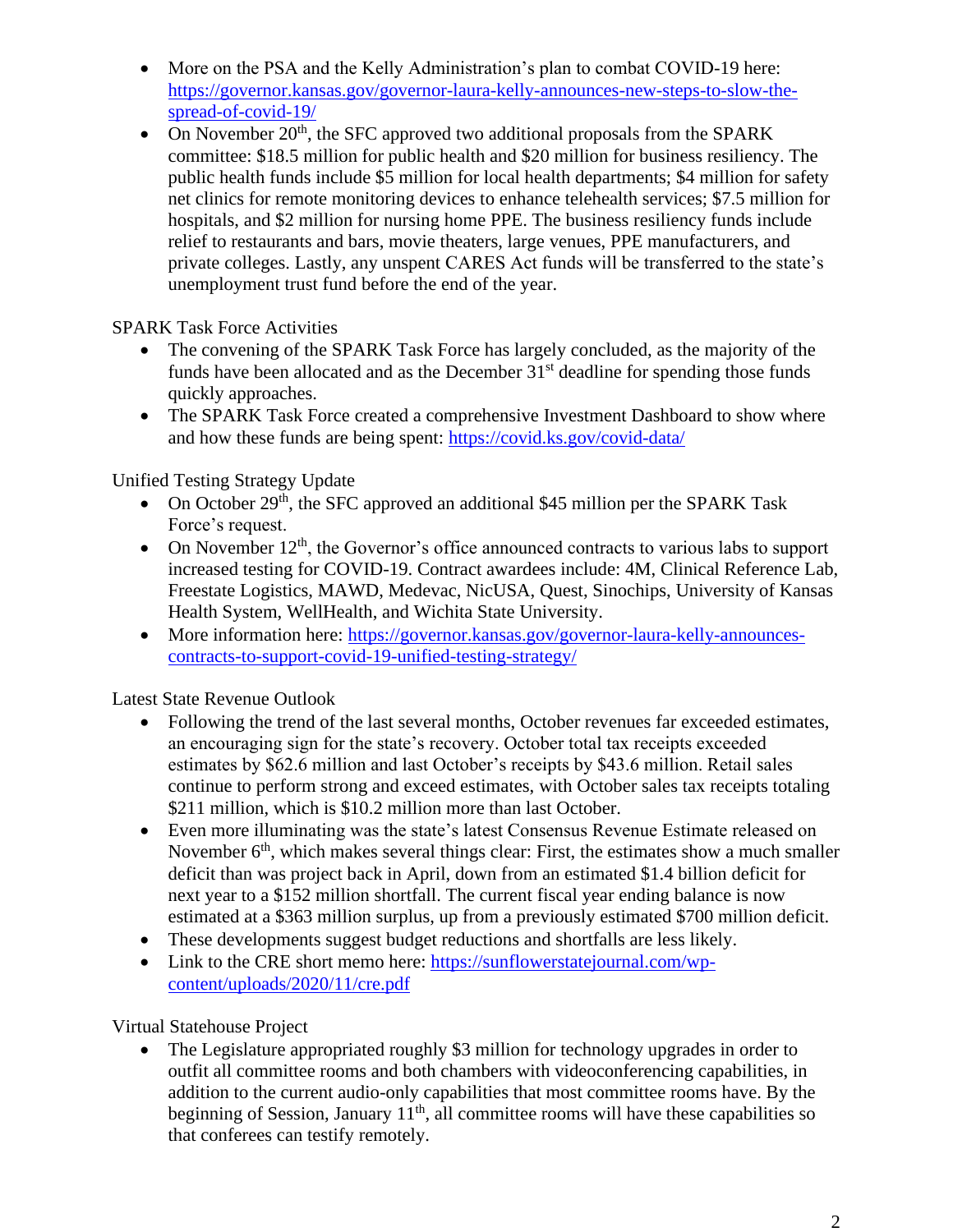- More on the PSA and the Kelly Administration's plan to combat COVID-19 here: https://governor.kansas.gov/governor-laura-kelly-announces-new-steps-to-slow-the-spread-of-covid-19/
- On November 20th, the SFC approved two additional proposals from the SPARK committee: $18.5 million for public health and $20 million for business resiliency. The public health funds include $5 million for local health departments; $4 million for safety net clinics for remote monitoring devices to enhance telehealth services; $7.5 million for hospitals, and $2 million for nursing home PPE. The business resiliency funds include relief to restaurants and bars, movie theaters, large venues, PPE manufacturers, and private colleges. Lastly, any unspent CARES Act funds will be transferred to the state's unemployment trust fund before the end of the year.

SPARK Task Force Activities

- The convening of the SPARK Task Force has largely concluded, as the majority of the funds have been allocated and as the December 31st deadline for spending those funds quickly approaches.
- The SPARK Task Force created a comprehensive Investment Dashboard to show where and how these funds are being spent: https://covid.ks.gov/covid-data/

Unified Testing Strategy Update

- On October 29th, the SFC approved an additional $45 million per the SPARK Task Force's request.
- On November 12th, the Governor's office announced contracts to various labs to support increased testing for COVID-19. Contract awardees include: 4M, Clinical Reference Lab, Freestate Logistics, MAWD, Medevac, NicUSA, Quest, Sinochips, University of Kansas Health System, WellHealth, and Wichita State University.
- More information here: https://governor.kansas.gov/governor-laura-kelly-announces-contracts-to-support-covid-19-unified-testing-strategy/

Latest State Revenue Outlook

- Following the trend of the last several months, October revenues far exceeded estimates, an encouraging sign for the state's recovery. October total tax receipts exceeded estimates by $62.6 million and last October's receipts by $43.6 million. Retail sales continue to perform strong and exceed estimates, with October sales tax receipts totaling $211 million, which is $10.2 million more than last October.
- Even more illuminating was the state's latest Consensus Revenue Estimate released on November 6th, which makes several things clear: First, the estimates show a much smaller deficit than was project back in April, down from an estimated $1.4 billion deficit for next year to a $152 million shortfall. The current fiscal year ending balance is now estimated at a $363 million surplus, up from a previously estimated $700 million deficit.
- These developments suggest budget reductions and shortfalls are less likely.
- Link to the CRE short memo here: https://sunflowerstatejournal.com/wp-content/uploads/2020/11/cre.pdf

Virtual Statehouse Project

- The Legislature appropriated roughly $3 million for technology upgrades in order to outfit all committee rooms and both chambers with videoconferencing capabilities, in addition to the current audio-only capabilities that most committee rooms have. By the beginning of Session, January 11th, all committee rooms will have these capabilities so that conferees can testify remotely.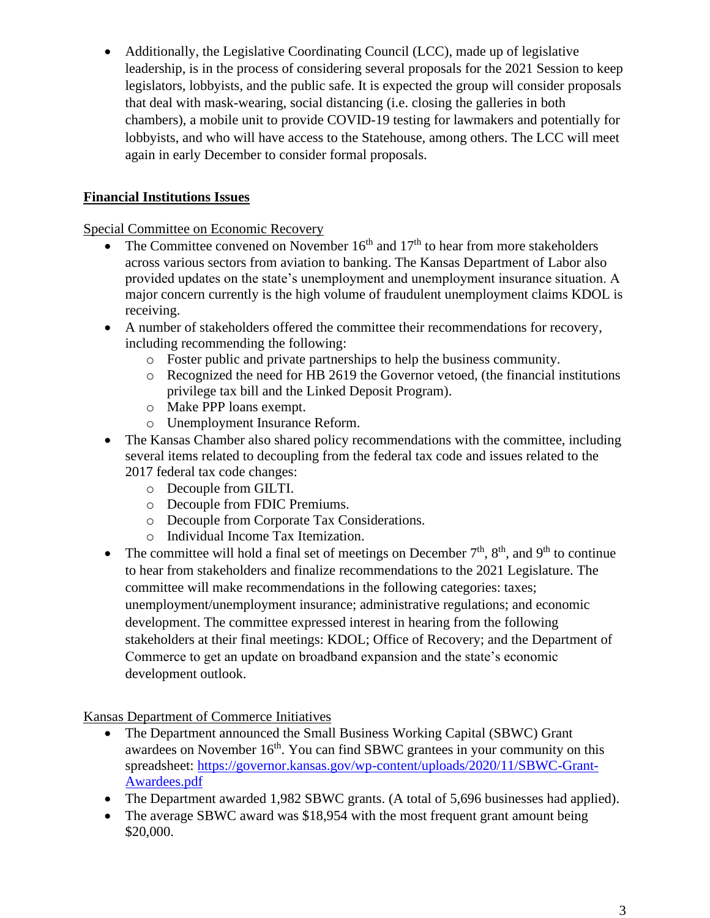- Additionally, the Legislative Coordinating Council (LCC), made up of legislative leadership, is in the process of considering several proposals for the 2021 Session to keep legislators, lobbyists, and the public safe. It is expected the group will consider proposals that deal with mask-wearing, social distancing (i.e. closing the galleries in both chambers), a mobile unit to provide COVID-19 testing for lawmakers and potentially for lobbyists, and who will have access to the Statehouse, among others. The LCC will meet again in early December to consider formal proposals.

## Financial Institutions Issues

Special Committee on Economic Recovery

- The Committee convened on November 16th and 17th to hear from more stakeholders across various sectors from aviation to banking. The Kansas Department of Labor also provided updates on the state's unemployment and unemployment insurance situation. A major concern currently is the high volume of fraudulent unemployment claims KDOL is receiving.
- A number of stakeholders offered the committee their recommendations for recovery, including recommending the following:
  - Foster public and private partnerships to help the business community.
  - Recognized the need for HB 2619 the Governor vetoed, (the financial institutions privilege tax bill and the Linked Deposit Program).
  - Make PPP loans exempt.
  - Unemployment Insurance Reform.
- The Kansas Chamber also shared policy recommendations with the committee, including several items related to decoupling from the federal tax code and issues related to the 2017 federal tax code changes:
  - Decouple from GILTI.
  - Decouple from FDIC Premiums.
  - Decouple from Corporate Tax Considerations.
  - Individual Income Tax Itemization.
- The committee will hold a final set of meetings on December 7th, 8th, and 9th to continue to hear from stakeholders and finalize recommendations to the 2021 Legislature. The committee will make recommendations in the following categories: taxes; unemployment/unemployment insurance; administrative regulations; and economic development. The committee expressed interest in hearing from the following stakeholders at their final meetings: KDOL; Office of Recovery; and the Department of Commerce to get an update on broadband expansion and the state's economic development outlook.

Kansas Department of Commerce Initiatives

- The Department announced the Small Business Working Capital (SBWC) Grant awardees on November 16th. You can find SBWC grantees in your community on this spreadsheet: https://governor.kansas.gov/wp-content/uploads/2020/11/SBWC-Grant-Awardees.pdf
- The Department awarded 1,982 SBWC grants. (A total of 5,696 businesses had applied).
- The average SBWC award was $18,954 with the most frequent grant amount being $20,000.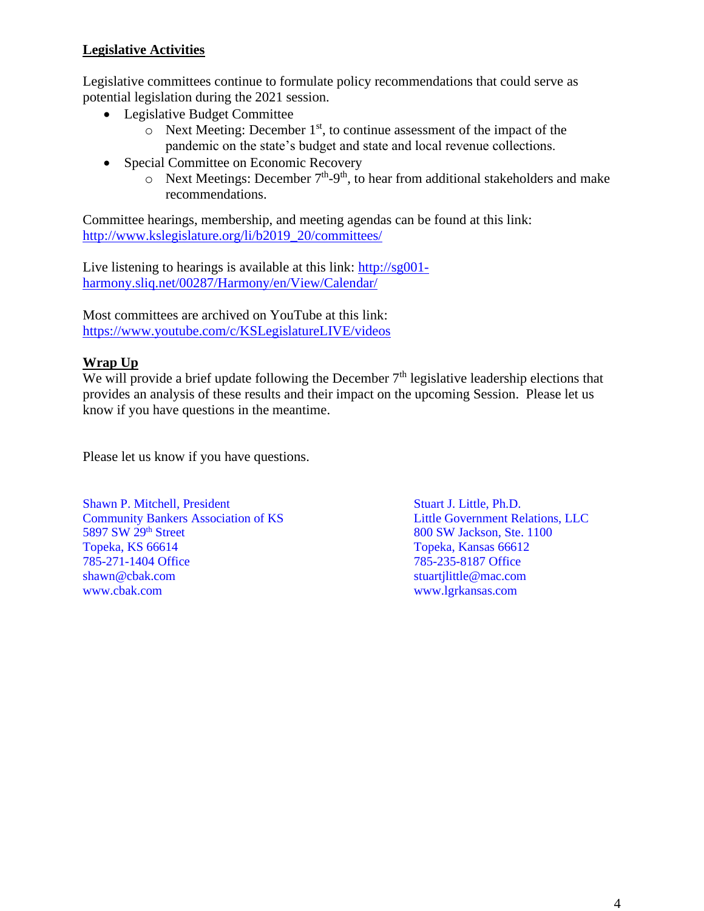## Legislative Activities

Legislative committees continue to formulate policy recommendations that could serve as potential legislation during the 2021 session.

- Legislative Budget Committee
  - Next Meeting: December 1st, to continue assessment of the impact of the pandemic on the state's budget and state and local revenue collections.
- Special Committee on Economic Recovery
  - Next Meetings: December 7th-9th, to hear from additional stakeholders and make recommendations.

Committee hearings, membership, and meeting agendas can be found at this link: http://www.kslegislature.org/li/b2019_20/committees/

Live listening to hearings is available at this link: http://sg001-harmony.sliq.net/00287/Harmony/en/View/Calendar/

Most committees are archived on YouTube at this link: https://www.youtube.com/c/KSLegislatureLIVE/videos

## Wrap Up

We will provide a brief update following the December 7th legislative leadership elections that provides an analysis of these results and their impact on the upcoming Session. Please let us know if you have questions in the meantime.

Please let us know if you have questions.

Shawn P. Mitchell, President
Community Bankers Association of KS
5897 SW 29th Street
Topeka, KS 66614
785-271-1404 Office
shawn@cbak.com
www.cbak.com

Stuart J. Little, Ph.D.
Little Government Relations, LLC
800 SW Jackson, Ste. 1100
Topeka, Kansas 66612
785-235-8187 Office
stuartjlittle@mac.com
www.lgrkansas.com